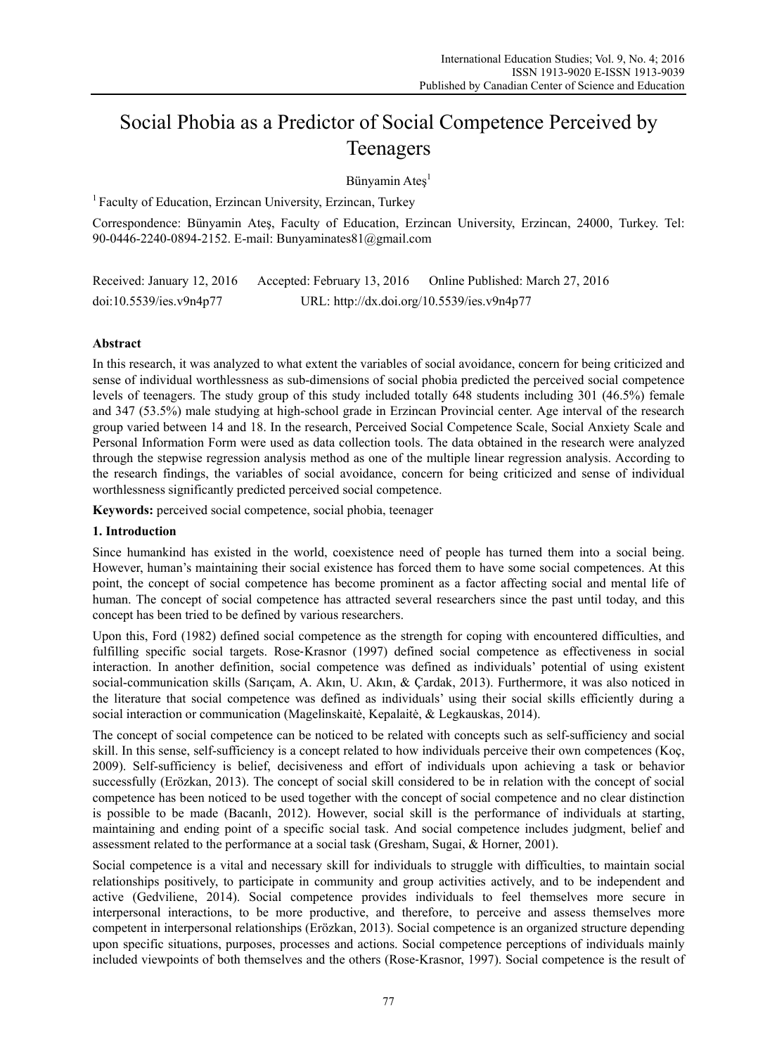# Social Phobia as a Predictor of Social Competence Perceived by Teenagers

Bünyamin Ateş[1]

[1] Faculty of Education, Erzincan University, Erzincan, Turkey

Correspondence: Bünyamin Ateş, Faculty of Education, Erzincan University, Erzincan, 24000, Turkey. Tel: 90-0446-2240-0894-2152. E-mail: Bunyaminates81@gmail.com

Received: January 12, 2016 Accepted: February 13, 2016 Online Published: March 27, 2016

doi:10.5539/ies.v9n4p77 URL: http://dx.doi.org/10.5539/ies.v9n4p77

## Abstract

In this research, it was analyzed to what extent the variables of social avoidance, concern for being criticized and sense of individual worthlessness as sub-dimensions of social phobia predicted the perceived social competence levels of teenagers. The study group of this study included totally 648 students including 301 (46.5%) female and 347 (53.5%) male studying at high-school grade in Erzincan Provincial center. Age interval of the research group varied between 14 and 18. In the research, Perceived Social Competence Scale, Social Anxiety Scale and Personal Information Form were used as data collection tools. The data obtained in the research were analyzed through the stepwise regression analysis method as one of the multiple linear regression analysis. According to the research findings, the variables of social avoidance, concern for being criticized and sense of individual worthlessness significantly predicted perceived social competence.

**Keywords:** perceived social competence, social phobia, teenager

## 1. Introduction

Since humankind has existed in the world, coexistence need of people has turned them into a social being. However, human's maintaining their social existence has forced them to have some social competences. At this point, the concept of social competence has become prominent as a factor affecting social and mental life of human. The concept of social competence has attracted several researchers since the past until today, and this concept has been tried to be defined by various researchers.

Upon this, Ford (1982) defined social competence as the strength for coping with encountered difficulties, and fulfilling specific social targets. Rose-Krasnor (1997) defined social competence as effectiveness in social interaction. In another definition, social competence was defined as individuals' potential of using existent social-communication skills (Sarıçam, A. Akın, U. Akın, & Çardak, 2013). Furthermore, it was also noticed in the literature that social competence was defined as individuals' using their social skills efficiently during a social interaction or communication (Magelinskaitė, Kepalaitė, & Legkauskas, 2014).

The concept of social competence can be noticed to be related with concepts such as self-sufficiency and social skill. In this sense, self-sufficiency is a concept related to how individuals perceive their own competences (Koç, 2009). Self-sufficiency is belief, decisiveness and effort of individuals upon achieving a task or behavior successfully (Erözkan, 2013). The concept of social skill considered to be in relation with the concept of social competence has been noticed to be used together with the concept of social competence and no clear distinction is possible to be made (Bacanlı, 2012). However, social skill is the performance of individuals at starting, maintaining and ending point of a specific social task. And social competence includes judgment, belief and assessment related to the performance at a social task (Gresham, Sugai, & Horner, 2001).

Social competence is a vital and necessary skill for individuals to struggle with difficulties, to maintain social relationships positively, to participate in community and group activities actively, and to be independent and active (Gedviliene, 2014). Social competence provides individuals to feel themselves more secure in interpersonal interactions, to be more productive, and therefore, to perceive and assess themselves more competent in interpersonal relationships (Erözkan, 2013). Social competence is an organized structure depending upon specific situations, purposes, processes and actions. Social competence perceptions of individuals mainly included viewpoints of both themselves and the others (Rose-Krasnor, 1997). Social competence is the result of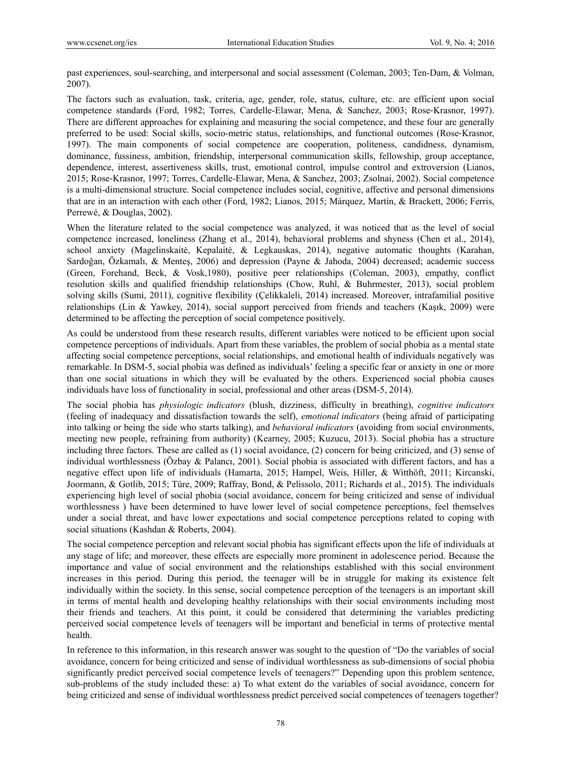past experiences, soul-searching, and interpersonal and social assessment (Coleman, 2003; Ten-Dam, & Volman, 2007).

The factors such as evaluation, task, criteria, age, gender, role, status, culture, etc. are efficient upon social competence standards (Ford, 1982; Torres, Cardelle-Elawar, Mena, & Sanchez, 2003; Rose-Krasnor, 1997). There are different approaches for explaining and measuring the social competence, and these four are generally preferred to be used: Social skills, socio-metric status, relationships, and functional outcomes (Rose-Krasnor, 1997). The main components of social competence are cooperation, politeness, candidness, dynamism, dominance, fussiness, ambition, friendship, interpersonal communication skills, fellowship, group acceptance, dependence, interest, assertiveness skills, trust, emotional control, impulse control and extroversion (Lianos, 2015; Rose-Krasnor, 1997; Torres, Cardelle-Elawar, Mena, & Sanchez, 2003; Zsolnai, 2002). Social competence is a multi-dimensional structure. Social competence includes social, cognitive, affective and personal dimensions that are in an interaction with each other (Ford, 1982; Lianos, 2015; Márquez, Martín, & Brackett, 2006; Ferris, Perrewé, & Douglas, 2002).

When the literature related to the social competence was analyzed, it was noticed that as the level of social competence increased, loneliness (Zhang et al., 2014), behavioral problems and shyness (Chen et al., 2014), school anxiety (Magelinskaitė, Kepalaitė, & Legkauskas, 2014), negative automatic thoughts (Karahan, Sardoğan, Özkamalı, & Menteş, 2006) and depression (Payne & Jahoda, 2004) decreased; academic success (Green, Forehand, Beck, & Vosk,1980), positive peer relationships (Coleman, 2003), empathy, conflict resolution skills and qualified friendship relationships (Chow, Ruhl, & Buhrmester, 2013), social problem solving skills (Sumi, 2011), cognitive flexibility (Çelikkaleli, 2014) increased. Moreover, intrafamilial positive relationships (Lin & Yawkey, 2014), social support perceived from friends and teachers (Kaşık, 2009) were determined to be affecting the perception of social competence positively.

As could be understood from these research results, different variables were noticed to be efficient upon social competence perceptions of individuals. Apart from these variables, the problem of social phobia as a mental state affecting social competence perceptions, social relationships, and emotional health of individuals negatively was remarkable. In DSM-5, social phobia was defined as individuals' feeling a specific fear or anxiety in one or more than one social situations in which they will be evaluated by the others. Experienced social phobia causes individuals have loss of functionality in social, professional and other areas (DSM-5, 2014).

The social phobia has *physiologic indicators* (blush, dizziness, difficulty in breathing), *cognitive indicators* (feeling of inadequacy and dissatisfaction towards the self), *emotional indicators* (being afraid of participating into talking or being the side who starts talking), and *behavioral indicators* (avoiding from social environments, meeting new people, refraining from authority) (Kearney, 2005; Kuzucu, 2013). Social phobia has a structure including three factors. These are called as (1) social avoidance, (2) concern for being criticized, and (3) sense of individual worthlessness (Özbay & Palancı, 2001). Social phobia is associated with different factors, and has a negative effect upon life of individuals (Hamarta, 2015; Hampel, Weis, Hiller, & Witthöft, 2011; Kircanski, Joormann, & Gotlib, 2015; Türe, 2009; Raffray, Bond, & Pelissolo, 2011; Richards et al., 2015). The individuals experiencing high level of social phobia (social avoidance, concern for being criticized and sense of individual worthlessness ) have been determined to have lower level of social competence perceptions, feel themselves under a social threat, and have lower expectations and social competence perceptions related to coping with social situations (Kashdan & Roberts, 2004).

The social competence perception and relevant social phobia has significant effects upon the life of individuals at any stage of life; and moreover, these effects are especially more prominent in adolescence period. Because the importance and value of social environment and the relationships established with this social environment increases in this period. During this period, the teenager will be in struggle for making its existence felt individually within the society. In this sense, social competence perception of the teenagers is an important skill in terms of mental health and developing healthy relationships with their social environments including most their friends and teachers. At this point, it could be considered that determining the variables predicting perceived social competence levels of teenagers will be important and beneficial in terms of protective mental health.

In reference to this information, in this research answer was sought to the question of "Do the variables of social avoidance, concern for being criticized and sense of individual worthlessness as sub-dimensions of social phobia significantly predict perceived social competence levels of teenagers?" Depending upon this problem sentence, sub-problems of the study included these: a) To what extent do the variables of social avoidance, concern for being criticized and sense of individual worthlessness predict perceived social competences of teenagers together?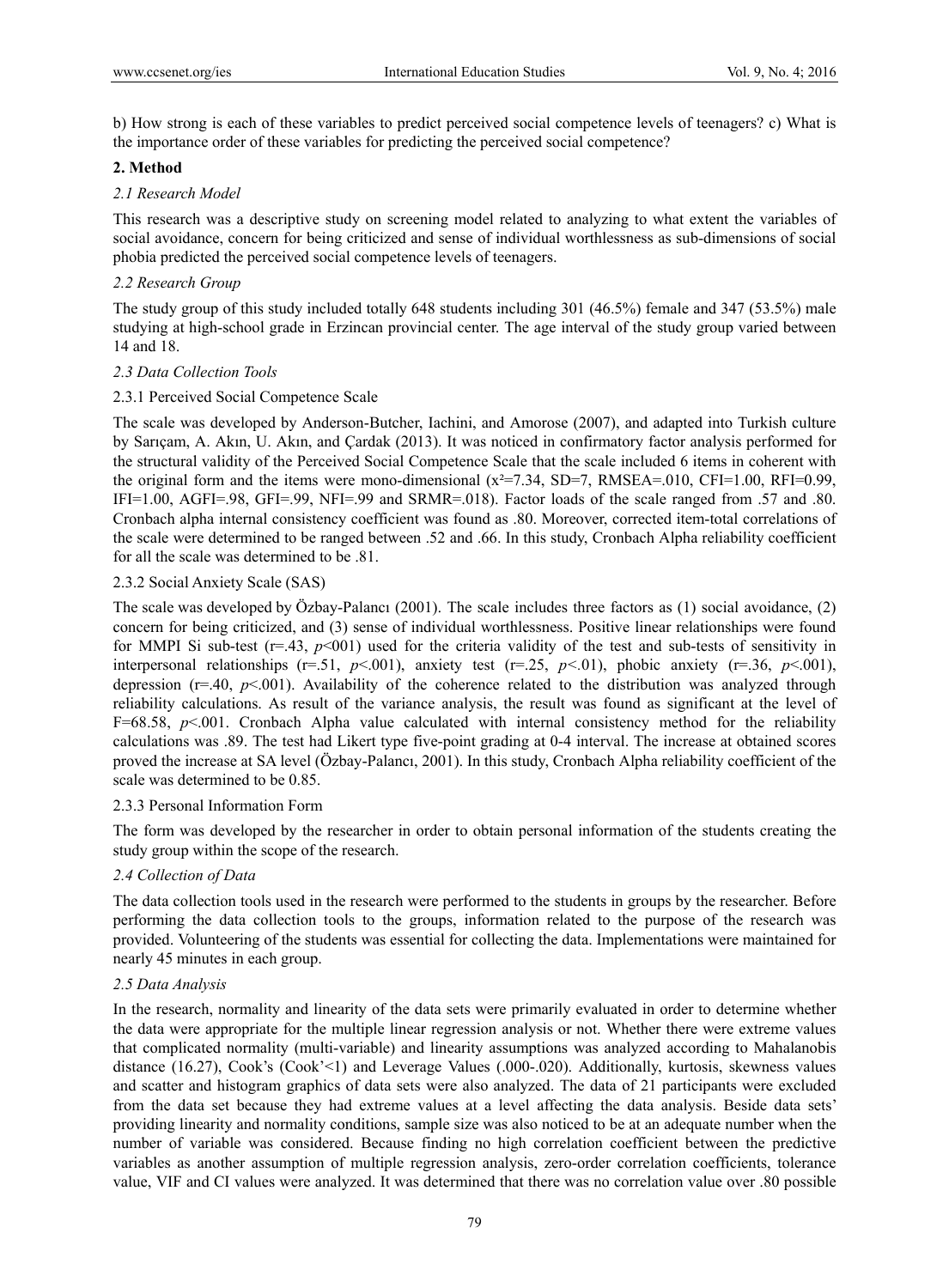b) How strong is each of these variables to predict perceived social competence levels of teenagers? c) What is the importance order of these variables for predicting the perceived social competence?

## 2. Method

### *2.1 Research Model*

This research was a descriptive study on screening model related to analyzing to what extent the variables of social avoidance, concern for being criticized and sense of individual worthlessness as sub-dimensions of social phobia predicted the perceived social competence levels of teenagers.

### *2.2 Research Group*

The study group of this study included totally 648 students including 301 (46.5%) female and 347 (53.5%) male studying at high-school grade in Erzincan provincial center. The age interval of the study group varied between 14 and 18.

### *2.3 Data Collection Tools*

#### 2.3.1 Perceived Social Competence Scale

The scale was developed by Anderson-Butcher, Iachini, and Amorose (2007), and adapted into Turkish culture by Sarıçam, A. Akın, U. Akın, and Çardak (2013). It was noticed in confirmatory factor analysis performed for the structural validity of the Perceived Social Competence Scale that the scale included 6 items in coherent with the original form and the items were mono-dimensional ($x^2$=7.34, SD=7, RMSEA=.010, CFI=1.00, RFI=0.99, IFI=1.00, AGFI=.98, GFI=.99, NFI=.99 and SRMR=.018). Factor loads of the scale ranged from .57 and .80. Cronbach alpha internal consistency coefficient was found as .80. Moreover, corrected item-total correlations of the scale were determined to be ranged between .52 and .66. In this study, Cronbach Alpha reliability coefficient for all the scale was determined to be .81.

#### 2.3.2 Social Anxiety Scale (SAS)

The scale was developed by Özbay-Palancı (2001). The scale includes three factors as (1) social avoidance, (2) concern for being criticized, and (3) sense of individual worthlessness. Positive linear relationships were found for MMPI Si sub-test (r=.43, $p$<001) used for the criteria validity of the test and sub-tests of sensitivity in interpersonal relationships (r=.51, $p$<.001), anxiety test (r=.25, $p$<.01), phobic anxiety (r=.36, $p$<.001), depression (r=.40, $p$<.001). Availability of the coherence related to the distribution was analyzed through reliability calculations. As result of the variance analysis, the result was found as significant at the level of F=68.58, $p$<.001. Cronbach Alpha value calculated with internal consistency method for the reliability calculations was .89. The test had Likert type five-point grading at 0-4 interval. The increase at obtained scores proved the increase at SA level (Özbay-Palancı, 2001). In this study, Cronbach Alpha reliability coefficient of the scale was determined to be 0.85.

#### 2.3.3 Personal Information Form

The form was developed by the researcher in order to obtain personal information of the students creating the study group within the scope of the research.

### *2.4 Collection of Data*

The data collection tools used in the research were performed to the students in groups by the researcher. Before performing the data collection tools to the groups, information related to the purpose of the research was provided. Volunteering of the students was essential for collecting the data. Implementations were maintained for nearly 45 minutes in each group.

### *2.5 Data Analysis*

In the research, normality and linearity of the data sets were primarily evaluated in order to determine whether the data were appropriate for the multiple linear regression analysis or not. Whether there were extreme values that complicated normality (multi-variable) and linearity assumptions was analyzed according to Mahalanobis distance (16.27), Cook's (Cook'<1) and Leverage Values (.000-.020). Additionally, kurtosis, skewness values and scatter and histogram graphics of data sets were also analyzed. The data of 21 participants were excluded from the data set because they had extreme values at a level affecting the data analysis. Beside data sets' providing linearity and normality conditions, sample size was also noticed to be at an adequate number when the number of variable was considered. Because finding no high correlation coefficient between the predictive variables as another assumption of multiple regression analysis, zero-order correlation coefficients, tolerance value, VIF and CI values were analyzed. It was determined that there was no correlation value over .80 possible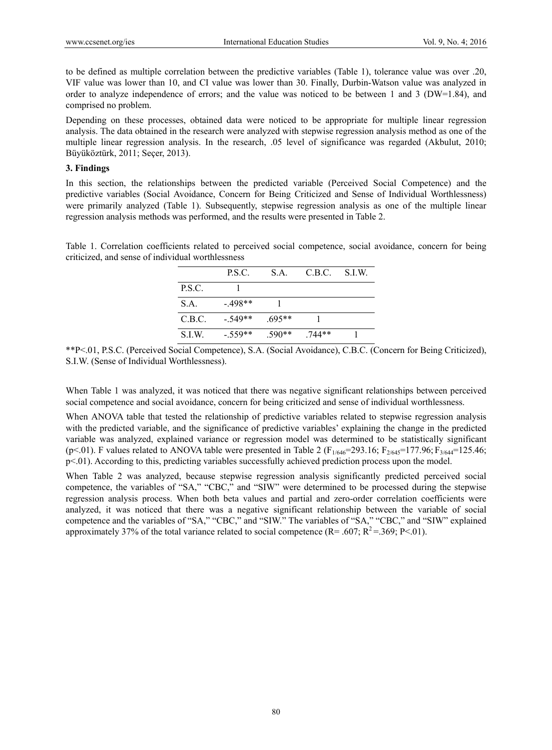to be defined as multiple correlation between the predictive variables (Table 1), tolerance value was over .20, VIF value was lower than 10, and CI value was lower than 30. Finally, Durbin-Watson value was analyzed in order to analyze independence of errors; and the value was noticed to be between 1 and 3 (DW=1.84), and comprised no problem.

Depending on these processes, obtained data were noticed to be appropriate for multiple linear regression analysis. The data obtained in the research were analyzed with stepwise regression analysis method as one of the multiple linear regression analysis. In the research, .05 level of significance was regarded (Akbulut, 2010; Büyüköztürk, 2011; Seçer, 2013).

## 3. Findings

In this section, the relationships between the predicted variable (Perceived Social Competence) and the predictive variables (Social Avoidance, Concern for Being Criticized and Sense of Individual Worthlessness) were primarily analyzed (Table 1). Subsequently, stepwise regression analysis as one of the multiple linear regression analysis methods was performed, and the results were presented in Table 2.

Table 1. Correlation coefficients related to perceived social competence, social avoidance, concern for being criticized, and sense of individual worthlessness

| | P.S.C. | S.A. | C.B.C. | S.I.W. |
|---|---|---|---|---|
| P.S.C. | 1 | | | |
| S.A. | -.498** | 1 | | |
| C.B.C. | -.549** | .695** | 1 | |
| S.I.W. | -.559** | .590** | .744** | 1 |

**P<.01, P.S.C. (Perceived Social Competence), S.A. (Social Avoidance), C.B.C. (Concern for Being Criticized), S.I.W. (Sense of Individual Worthlessness).

When Table 1 was analyzed, it was noticed that there was negative significant relationships between perceived social competence and social avoidance, concern for being criticized and sense of individual worthlessness.

When ANOVA table that tested the relationship of predictive variables related to stepwise regression analysis with the predicted variable, and the significance of predictive variables' explaining the change in the predicted variable was analyzed, explained variance or regression model was determined to be statistically significant ($p<.01$). F values related to ANOVA table were presented in Table 2 ($F_{1/646}$=293.16; $F_{2/645}$=177.96; $F_{3/644}$=125.46; $p<.01$). According to this, predicting variables successfully achieved prediction process upon the model.

When Table 2 was analyzed, because stepwise regression analysis significantly predicted perceived social competence, the variables of "SA," "CBC," and "SIW" were determined to be processed during the stepwise regression analysis process. When both beta values and partial and zero-order correlation coefficients were analyzed, it was noticed that there was a negative significant relationship between the variable of social competence and the variables of "SA," "CBC," and "SIW." The variables of "SA," "CBC," and "SIW" explained approximately 37% of the total variance related to social competence (R= .607; $R^2$=.369; P<.01).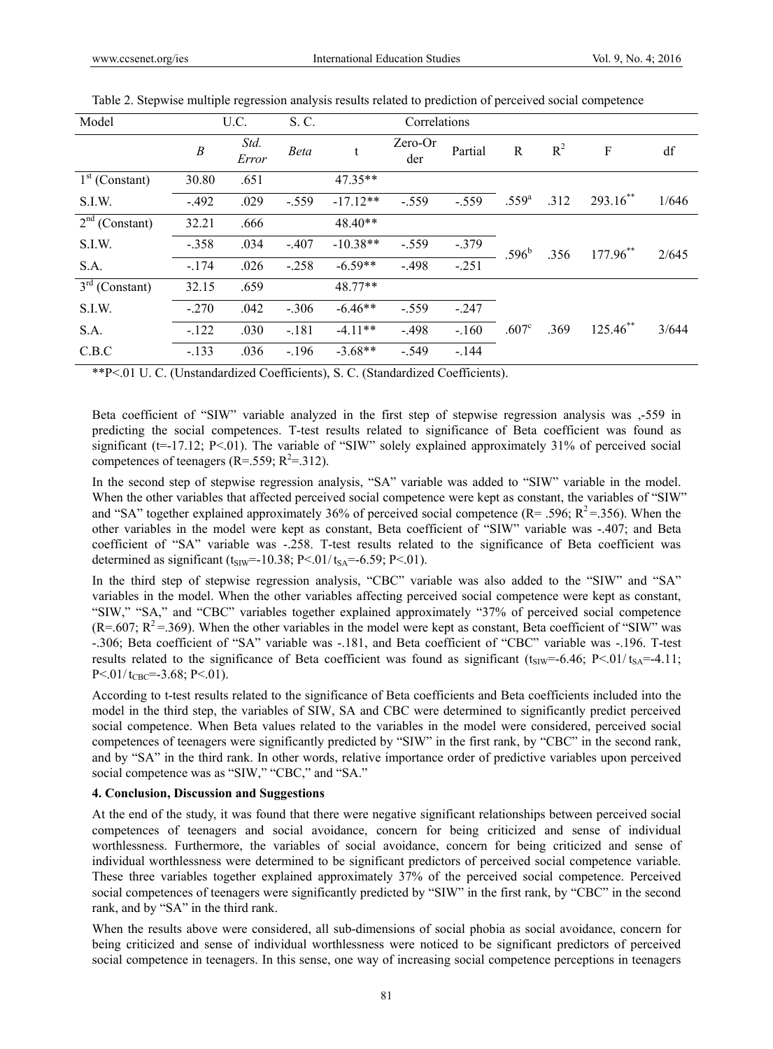Table 2. Stepwise multiple regression analysis results related to prediction of perceived social competence

| Model | U.C. | | S. C. | | Correlations | | | | | |
|---|---|---|---|---|---|---|---|---|---|---|
| | *B* | *Std. Error* | *Beta* | t | Zero-Order | Partial | R | $R^2$ | F | df |
| 1st (Constant) | 30.80 | .651 | | 47.35** | | | | | | |
| S.I.W. | -.492 | .029 | -.559 | -17.12** | -.559 | -.559 | .559[a] | .312 | 293.16** | 1/646 |
| 2nd (Constant) | 32.21 | .666 | | 48.40** | | | | | | |
| S.I.W. | -.358 | .034 | -.407 | -10.38** | -.559 | -.379 | .596[b] | .356 | 177.96** | 2/645 |
| S.A. | -.174 | .026 | -.258 | -6.59** | -.498 | -.251 | | | | |
| 3rd (Constant) | 32.15 | .659 | | 48.77** | | | | | | |
| S.I.W. | -.270 | .042 | -.306 | -6.46** | -.559 | -.247 | .607[c] | .369 | 125.46** | 3/644 |
| S.A. | -.122 | .030 | -.181 | -4.11** | -.498 | -.160 | | | | |
| C.B.C | -.133 | .036 | -.196 | -3.68** | -.549 | -.144 | | | | |

**P<.01 U. C. (Unstandardized Coefficients), S. C. (Standardized Coefficients).

Beta coefficient of "SIW" variable analyzed in the first step of stepwise regression analysis was ,-559 in predicting the social competences. T-test results related to significance of Beta coefficient was found as significant (t=-17.12; P<.01). The variable of "SIW" solely explained approximately 31% of perceived social competences of teenagers (R=.559; $R^2$=.312).

In the second step of stepwise regression analysis, "SA" variable was added to "SIW" variable in the model. When the other variables that affected perceived social competence were kept as constant, the variables of "SIW" and "SA" together explained approximately 36% of perceived social competence (R= .596; $R^2$=.356). When the other variables in the model were kept as constant, Beta coefficient of "SIW" variable was -.407; and Beta coefficient of "SA" variable was -.258. T-test results related to the significance of Beta coefficient was determined as significant ($t_{SIW}$=-10.38; P<.01/ $t_{SA}$=-6.59; P<.01).

In the third step of stepwise regression analysis, "CBC" variable was also added to the "SIW" and "SA" variables in the model. When the other variables affecting perceived social competence were kept as constant, "SIW," "SA," and "CBC" variables together explained approximately "37% of perceived social competence (R=.607; $R^2$=.369). When the other variables in the model were kept as constant, Beta coefficient of "SIW" was -.306; Beta coefficient of "SA" variable was -.181, and Beta coefficient of "CBC" variable was -.196. T-test results related to the significance of Beta coefficient was found as significant ($t_{SIW}$=-6.46; P<.01/ $t_{SA}$=-4.11; P<.01/ $t_{CBC}$=-3.68; P<.01).

According to t-test results related to the significance of Beta coefficients and Beta coefficients included into the model in the third step, the variables of SIW, SA and CBC were determined to significantly predict perceived social competence. When Beta values related to the variables in the model were considered, perceived social competences of teenagers were significantly predicted by "SIW" in the first rank, by "CBC" in the second rank, and by "SA" in the third rank. In other words, relative importance order of predictive variables upon perceived social competence was as "SIW," "CBC," and "SA."

## 4. Conclusion, Discussion and Suggestions

At the end of the study, it was found that there were negative significant relationships between perceived social competences of teenagers and social avoidance, concern for being criticized and sense of individual worthlessness. Furthermore, the variables of social avoidance, concern for being criticized and sense of individual worthlessness were determined to be significant predictors of perceived social competence variable. These three variables together explained approximately 37% of the perceived social competence. Perceived social competences of teenagers were significantly predicted by "SIW" in the first rank, by "CBC" in the second rank, and by "SA" in the third rank.

When the results above were considered, all sub-dimensions of social phobia as social avoidance, concern for being criticized and sense of individual worthlessness were noticed to be significant predictors of perceived social competence in teenagers. In this sense, one way of increasing social competence perceptions in teenagers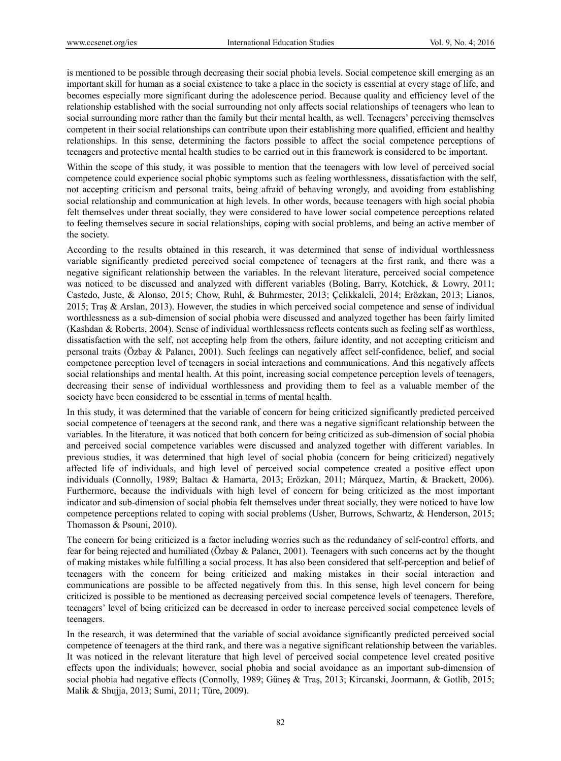is mentioned to be possible through decreasing their social phobia levels. Social competence skill emerging as an important skill for human as a social existence to take a place in the society is essential at every stage of life, and becomes especially more significant during the adolescence period. Because quality and efficiency level of the relationship established with the social surrounding not only affects social relationships of teenagers who lean to social surrounding more rather than the family but their mental health, as well. Teenagers' perceiving themselves competent in their social relationships can contribute upon their establishing more qualified, efficient and healthy relationships. In this sense, determining the factors possible to affect the social competence perceptions of teenagers and protective mental health studies to be carried out in this framework is considered to be important.

Within the scope of this study, it was possible to mention that the teenagers with low level of perceived social competence could experience social phobic symptoms such as feeling worthlessness, dissatisfaction with the self, not accepting criticism and personal traits, being afraid of behaving wrongly, and avoiding from establishing social relationship and communication at high levels. In other words, because teenagers with high social phobia felt themselves under threat socially, they were considered to have lower social competence perceptions related to feeling themselves secure in social relationships, coping with social problems, and being an active member of the society.

According to the results obtained in this research, it was determined that sense of individual worthlessness variable significantly predicted perceived social competence of teenagers at the first rank, and there was a negative significant relationship between the variables. In the relevant literature, perceived social competence was noticed to be discussed and analyzed with different variables (Boling, Barry, Kotchick, & Lowry, 2011; Castedo, Juste, & Alonso, 2015; Chow, Ruhl, & Buhrmester, 2013; Çelikkaleli, 2014; Erözkan, 2013; Lianos, 2015; Traş & Arslan, 2013). However, the studies in which perceived social competence and sense of individual worthlessness as a sub-dimension of social phobia were discussed and analyzed together has been fairly limited (Kashdan & Roberts, 2004). Sense of individual worthlessness reflects contents such as feeling self as worthless, dissatisfaction with the self, not accepting help from the others, failure identity, and not accepting criticism and personal traits (Özbay & Palancı, 2001). Such feelings can negatively affect self-confidence, belief, and social competence perception level of teenagers in social interactions and communications. And this negatively affects social relationships and mental health. At this point, increasing social competence perception levels of teenagers, decreasing their sense of individual worthlessness and providing them to feel as a valuable member of the society have been considered to be essential in terms of mental health.

In this study, it was determined that the variable of concern for being criticized significantly predicted perceived social competence of teenagers at the second rank, and there was a negative significant relationship between the variables. In the literature, it was noticed that both concern for being criticized as sub-dimension of social phobia and perceived social competence variables were discussed and analyzed together with different variables. In previous studies, it was determined that high level of social phobia (concern for being criticized) negatively affected life of individuals, and high level of perceived social competence created a positive effect upon individuals (Connolly, 1989; Baltacı & Hamarta, 2013; Erözkan, 2011; Márquez, Martín, & Brackett, 2006). Furthermore, because the individuals with high level of concern for being criticized as the most important indicator and sub-dimension of social phobia felt themselves under threat socially, they were noticed to have low competence perceptions related to coping with social problems (Usher, Burrows, Schwartz, & Henderson, 2015; Thomasson & Psouni, 2010).

The concern for being criticized is a factor including worries such as the redundancy of self-control efforts, and fear for being rejected and humiliated (Özbay & Palancı, 2001). Teenagers with such concerns act by the thought of making mistakes while fulfilling a social process. It has also been considered that self-perception and belief of teenagers with the concern for being criticized and making mistakes in their social interaction and communications are possible to be affected negatively from this. In this sense, high level concern for being criticized is possible to be mentioned as decreasing perceived social competence levels of teenagers. Therefore, teenagers' level of being criticized can be decreased in order to increase perceived social competence levels of teenagers.

In the research, it was determined that the variable of social avoidance significantly predicted perceived social competence of teenagers at the third rank, and there was a negative significant relationship between the variables. It was noticed in the relevant literature that high level of perceived social competence level created positive effects upon the individuals; however, social phobia and social avoidance as an important sub-dimension of social phobia had negative effects (Connolly, 1989; Güneş & Traş, 2013; Kircanski, Joormann, & Gotlib, 2015; Malik & Shujja, 2013; Sumi, 2011; Türe, 2009).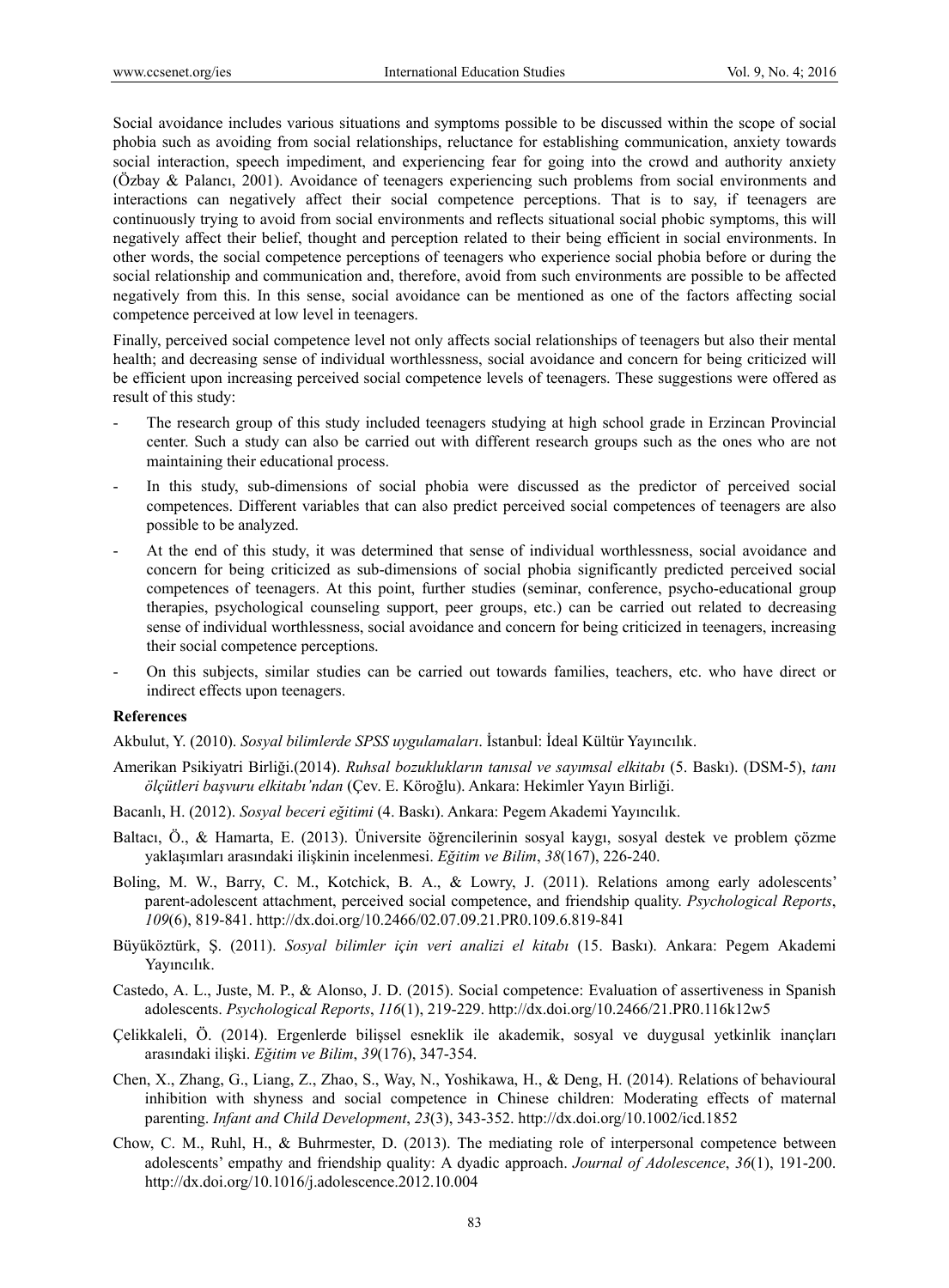Social avoidance includes various situations and symptoms possible to be discussed within the scope of social phobia such as avoiding from social relationships, reluctance for establishing communication, anxiety towards social interaction, speech impediment, and experiencing fear for going into the crowd and authority anxiety (Özbay & Palancı, 2001). Avoidance of teenagers experiencing such problems from social environments and interactions can negatively affect their social competence perceptions. That is to say, if teenagers are continuously trying to avoid from social environments and reflects situational social phobic symptoms, this will negatively affect their belief, thought and perception related to their being efficient in social environments. In other words, the social competence perceptions of teenagers who experience social phobia before or during the social relationship and communication and, therefore, avoid from such environments are possible to be affected negatively from this. In this sense, social avoidance can be mentioned as one of the factors affecting social competence perceived at low level in teenagers.

Finally, perceived social competence level not only affects social relationships of teenagers but also their mental health; and decreasing sense of individual worthlessness, social avoidance and concern for being criticized will be efficient upon increasing perceived social competence levels of teenagers. These suggestions were offered as result of this study:

- The research group of this study included teenagers studying at high school grade in Erzincan Provincial center. Such a study can also be carried out with different research groups such as the ones who are not maintaining their educational process.
- In this study, sub-dimensions of social phobia were discussed as the predictor of perceived social competences. Different variables that can also predict perceived social competences of teenagers are also possible to be analyzed.
- At the end of this study, it was determined that sense of individual worthlessness, social avoidance and concern for being criticized as sub-dimensions of social phobia significantly predicted perceived social competences of teenagers. At this point, further studies (seminar, conference, psycho-educational group therapies, psychological counseling support, peer groups, etc.) can be carried out related to decreasing sense of individual worthlessness, social avoidance and concern for being criticized in teenagers, increasing their social competence perceptions.
- On this subjects, similar studies can be carried out towards families, teachers, etc. who have direct or indirect effects upon teenagers.

**References**

Akbulut, Y. (2010). *Sosyal bilimlerde SPSS uygulamaları*. İstanbul: İdeal Kültür Yayıncılık.

Amerikan Psikiyatri Birliği.(2014). *Ruhsal bozuklukların tanısal ve sayımsal elkitabı* (5. Baskı). (DSM-5), *tanı ölçütleri başvuru elkitabı'ndan* (Çev. E. Köroğlu). Ankara: Hekimler Yayın Birliği.

Bacanlı, H. (2012). *Sosyal beceri eğitimi* (4. Baskı). Ankara: Pegem Akademi Yayıncılık.

Baltacı, Ö., & Hamarta, E. (2013). Üniversite öğrencilerinin sosyal kaygı, sosyal destek ve problem çözme yaklaşımları arasındaki ilişkinin incelenmesi. *Eğitim ve Bilim*, *38*(167), 226-240.

Boling, M. W., Barry, C. M., Kotchick, B. A., & Lowry, J. (2011). Relations among early adolescents' parent-adolescent attachment, perceived social competence, and friendship quality. *Psychological Reports*, *109*(6), 819-841. http://dx.doi.org/10.2466/02.07.09.21.PR0.109.6.819-841

Büyüköztürk, Ş. (2011). *Sosyal bilimler için veri analizi el kitabı* (15. Baskı). Ankara: Pegem Akademi Yayıncılık.

Castedo, A. L., Juste, M. P., & Alonso, J. D. (2015). Social competence: Evaluation of assertiveness in Spanish adolescents. *Psychological Reports*, *116*(1), 219-229. http://dx.doi.org/10.2466/21.PR0.116k12w5

Çelikkaleli, Ö. (2014). Ergenlerde bilişsel esneklik ile akademik, sosyal ve duygusal yetkinlik inançları arasındaki ilişki. *Eğitim ve Bilim*, *39*(176), 347-354.

Chen, X., Zhang, G., Liang, Z., Zhao, S., Way, N., Yoshikawa, H., & Deng, H. (2014). Relations of behavioural inhibition with shyness and social competence in Chinese children: Moderating effects of maternal parenting. *Infant and Child Development*, *23*(3), 343-352. http://dx.doi.org/10.1002/icd.1852

Chow, C. M., Ruhl, H., & Buhrmester, D. (2013). The mediating role of interpersonal competence between adolescents' empathy and friendship quality: A dyadic approach. *Journal of Adolescence*, *36*(1), 191-200. http://dx.doi.org/10.1016/j.adolescence.2012.10.004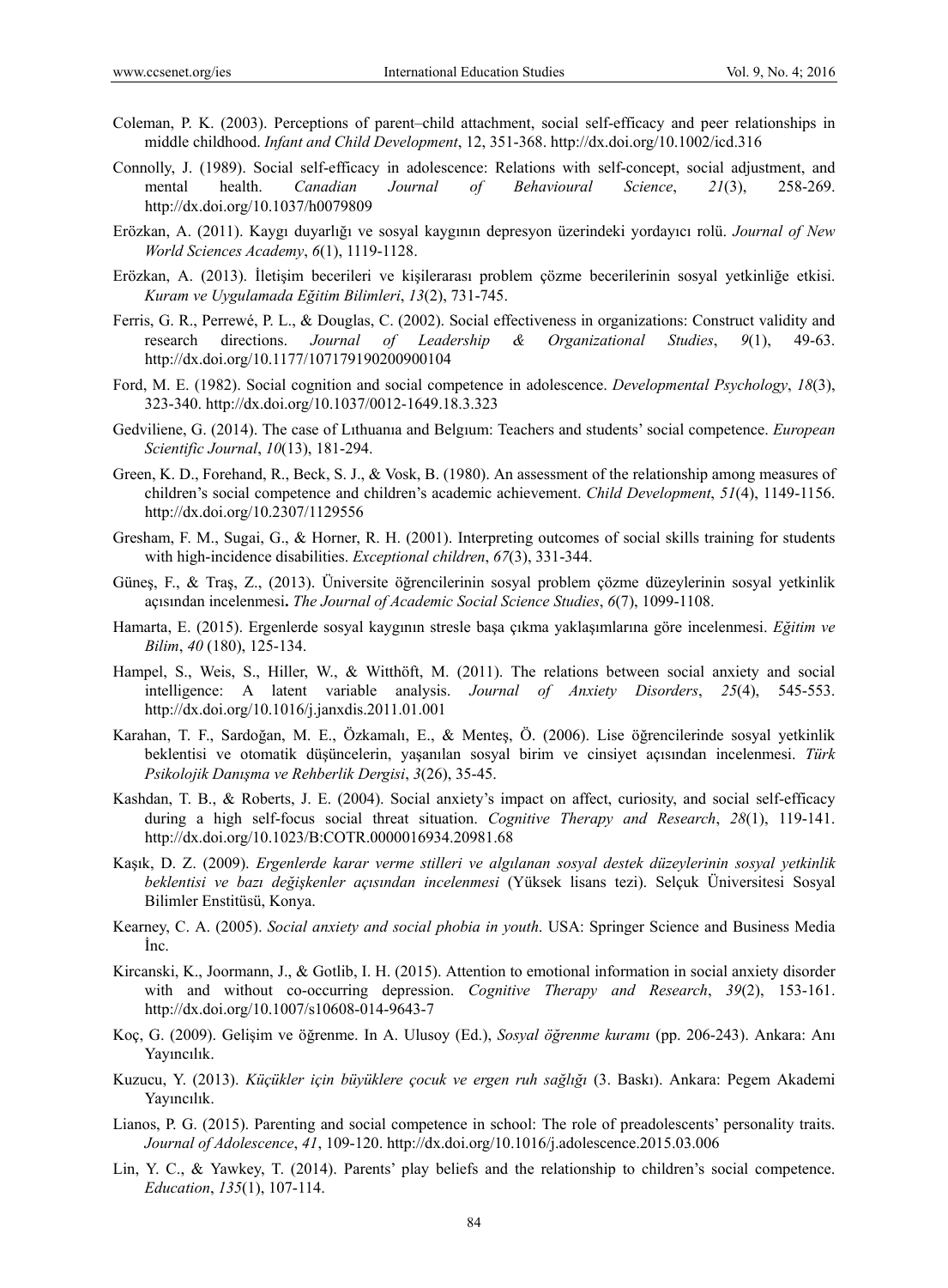Coleman, P. K. (2003). Perceptions of parent–child attachment, social self-efficacy and peer relationships in middle childhood. *Infant and Child Development*, 12, 351-368. http://dx.doi.org/10.1002/icd.316

Connolly, J. (1989). Social self-efficacy in adolescence: Relations with self-concept, social adjustment, and mental health. *Canadian Journal of Behavioural Science*, *21*(3), 258-269. http://dx.doi.org/10.1037/h0079809

Erözkan, A. (2011). Kaygı duyarlığı ve sosyal kaygının depresyon üzerindeki yordayıcı rolü. *Journal of New World Sciences Academy*, *6*(1), 1119-1128.

Erözkan, A. (2013). İletişim becerileri ve kişilerarası problem çözme becerilerinin sosyal yetkinliğe etkisi. *Kuram ve Uygulamada Eğitim Bilimleri*, *13*(2), 731-745.

Ferris, G. R., Perrewé, P. L., & Douglas, C. (2002). Social effectiveness in organizations: Construct validity and research directions. *Journal of Leadership & Organizational Studies*, *9*(1), 49-63. http://dx.doi.org/10.1177/107179190200900104

Ford, M. E. (1982). Social cognition and social competence in adolescence. *Developmental Psychology*, *18*(3), 323-340. http://dx.doi.org/10.1037/0012-1649.18.3.323

Gedviliene, G. (2014). The case of Lıthuanıa and Belgıum: Teachers and students' social competence. *European Scientific Journal*, *10*(13), 181-294.

Green, K. D., Forehand, R., Beck, S. J., & Vosk, B. (1980). An assessment of the relationship among measures of children's social competence and children's academic achievement. *Child Development*, *51*(4), 1149-1156. http://dx.doi.org/10.2307/1129556

Gresham, F. M., Sugai, G., & Horner, R. H. (2001). Interpreting outcomes of social skills training for students with high-incidence disabilities. *Exceptional children*, *67*(3), 331-344.

Güneş, F., & Traş, Z., (2013). Üniversite öğrencilerinin sosyal problem çözme düzeylerinin sosyal yetkinlik açısından incelenmesi**.** *The Journal of Academic Social Science Studies*, *6*(7), 1099-1108.

Hamarta, E. (2015). Ergenlerde sosyal kaygının stresle başa çıkma yaklaşımlarına göre incelenmesi. *Eğitim ve Bilim*, *40* (180), 125-134.

Hampel, S., Weis, S., Hiller, W., & Witthöft, M. (2011). The relations between social anxiety and social intelligence: A latent variable analysis. *Journal of Anxiety Disorders*, *25*(4), 545-553. http://dx.doi.org/10.1016/j.janxdis.2011.01.001

Karahan, T. F., Sardoğan, M. E., Özkamalı, E., & Menteş, Ö. (2006). Lise öğrencilerinde sosyal yetkinlik beklentisi ve otomatik düşüncelerin, yaşanılan sosyal birim ve cinsiyet açısından incelenmesi. *Türk Psikolojik Danışma ve Rehberlik Dergisi*, *3*(26), 35-45.

Kashdan, T. B., & Roberts, J. E. (2004). Social anxiety's impact on affect, curiosity, and social self-efficacy during a high self-focus social threat situation. *Cognitive Therapy and Research*, *28*(1), 119-141. http://dx.doi.org/10.1023/B:COTR.0000016934.20981.68

Kaşık, D. Z. (2009). *Ergenlerde karar verme stilleri ve algılanan sosyal destek düzeylerinin sosyal yetkinlik beklentisi ve bazı değişkenler açısından incelenmesi* (Yüksek lisans tezi). Selçuk Üniversitesi Sosyal Bilimler Enstitüsü, Konya.

Kearney, C. A. (2005). *Social anxiety and social phobia in youth*. USA: Springer Science and Business Media İnc.

Kircanski, K., Joormann, J., & Gotlib, I. H. (2015). Attention to emotional information in social anxiety disorder with and without co-occurring depression. *Cognitive Therapy and Research*, *39*(2), 153-161. http://dx.doi.org/10.1007/s10608-014-9643-7

Koç, G. (2009). Gelişim ve öğrenme. In A. Ulusoy (Ed.), *Sosyal öğrenme kuramı* (pp. 206-243). Ankara: Anı Yayıncılık.

Kuzucu, Y. (2013). *Küçükler için büyüklere çocuk ve ergen ruh sağlığı* (3. Baskı). Ankara: Pegem Akademi Yayıncılık.

Lianos, P. G. (2015). Parenting and social competence in school: The role of preadolescents' personality traits. *Journal of Adolescence*, *41*, 109-120. http://dx.doi.org/10.1016/j.adolescence.2015.03.006

Lin, Y. C., & Yawkey, T. (2014). Parents' play beliefs and the relationship to children's social competence. *Education*, *135*(1), 107-114.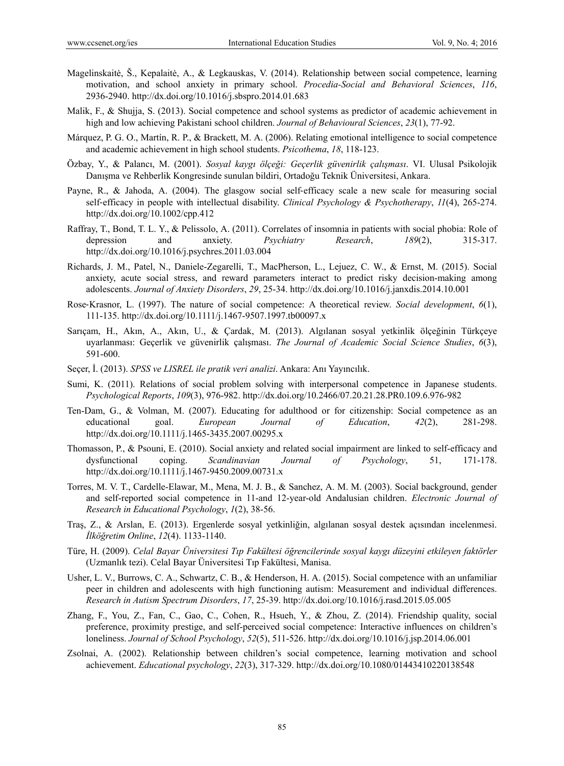Magelinskaitė, Š., Kepalaitė, A., & Legkauskas, V. (2014). Relationship between social competence, learning motivation, and school anxiety in primary school. *Procedia-Social and Behavioral Sciences*, *116*, 2936-2940. http://dx.doi.org/10.1016/j.sbspro.2014.01.683

Malik, F., & Shujja, S. (2013). Social competence and school systems as predictor of academic achievement in high and low achieving Pakistani school children. *Journal of Behavioural Sciences*, *23*(1), 77-92.

Márquez, P. G. O., Martín, R. P., & Brackett, M. A. (2006). Relating emotional intelligence to social competence and academic achievement in high school students. *Psicothema*, *18*, 118-123.

Özbay, Y., & Palancı, M. (2001). *Sosyal kaygı ölçeği: Geçerlik güvenirlik çalışması*. VI. Ulusal Psikolojik Danışma ve Rehberlik Kongresinde sunulan bildiri, Ortadoğu Teknik Üniversitesi, Ankara.

Payne, R., & Jahoda, A. (2004). The glasgow social self-efficacy scale a new scale for measuring social self-efficacy in people with intellectual disability. *Clinical Psychology & Psychotherapy*, *11*(4), 265-274. http://dx.doi.org/10.1002/cpp.412

Raffray, T., Bond, T. L. Y., & Pelissolo, A. (2011). Correlates of insomnia in patients with social phobia: Role of depression and anxiety. *Psychiatry Research*, *189*(2), 315-317. http://dx.doi.org/10.1016/j.psychres.2011.03.004

Richards, J. M., Patel, N., Daniele-Zegarelli, T., MacPherson, L., Lejuez, C. W., & Ernst, M. (2015). Social anxiety, acute social stress, and reward parameters interact to predict risky decision-making among adolescents. *Journal of Anxiety Disorders*, *29*, 25-34. http://dx.doi.org/10.1016/j.janxdis.2014.10.001

Rose-Krasnor, L. (1997). The nature of social competence: A theoretical review. *Social development*, *6*(1), 111-135. http://dx.doi.org/10.1111/j.1467-9507.1997.tb00097.x

Sarıçam, H., Akın, A., Akın, U., & Çardak, M. (2013). Algılanan sosyal yetkinlik ölçeğinin Türkçeye uyarlanması: Geçerlik ve güvenirlik çalışması. *The Journal of Academic Social Science Studies*, *6*(3), 591-600.

Seçer, İ. (2013). *SPSS ve LISREL ile pratik veri analizi*. Ankara: Anı Yayıncılık.

Sumi, K. (2011). Relations of social problem solving with interpersonal competence in Japanese students. *Psychological Reports*, *109*(3), 976-982. http://dx.doi.org/10.2466/07.20.21.28.PR0.109.6.976-982

Ten-Dam, G., & Volman, M. (2007). Educating for adulthood or for citizenship: Social competence as an educational goal. *European Journal of Education*, *42*(2), 281-298. http://dx.doi.org/10.1111/j.1465-3435.2007.00295.x

Thomasson, P., & Psouni, E. (2010). Social anxiety and related social impairment are linked to self-efficacy and dysfunctional coping. *Scandinavian Journal of Psychology*, 51, 171-178. http://dx.doi.org/10.1111/j.1467-9450.2009.00731.x

Torres, M. V. T., Cardelle-Elawar, M., Mena, M. J. B., & Sanchez, A. M. M. (2003). Social background, gender and self-reported social competence in 11-and 12-year-old Andalusian children. *Electronic Journal of Research in Educational Psychology*, *1*(2), 38-56.

Traş, Z., & Arslan, E. (2013). Ergenlerde sosyal yetkinliğin, algılanan sosyal destek açısından incelenmesi. *İlköğretim Online*, *12*(4). 1133-1140.

Türe, H. (2009). *Celal Bayar Üniversitesi Tıp Fakültesi öğrencilerinde sosyal kaygı düzeyini etkileyen faktörler* (Uzmanlık tezi). Celal Bayar Üniversitesi Tıp Fakültesi, Manisa.

Usher, L. V., Burrows, C. A., Schwartz, C. B., & Henderson, H. A. (2015). Social competence with an unfamiliar peer in children and adolescents with high functioning autism: Measurement and individual differences. *Research in Autism Spectrum Disorders*, *17*, 25-39. http://dx.doi.org/10.1016/j.rasd.2015.05.005

Zhang, F., You, Z., Fan, C., Gao, C., Cohen, R., Hsueh, Y., & Zhou, Z. (2014). Friendship quality, social preference, proximity prestige, and self-perceived social competence: Interactive influences on children's loneliness. *Journal of School Psychology*, *52*(5), 511-526. http://dx.doi.org/10.1016/j.jsp.2014.06.001

Zsolnai, A. (2002). Relationship between children's social competence, learning motivation and school achievement. *Educational psychology*, *22*(3), 317-329. http://dx.doi.org/10.1080/01443410220138548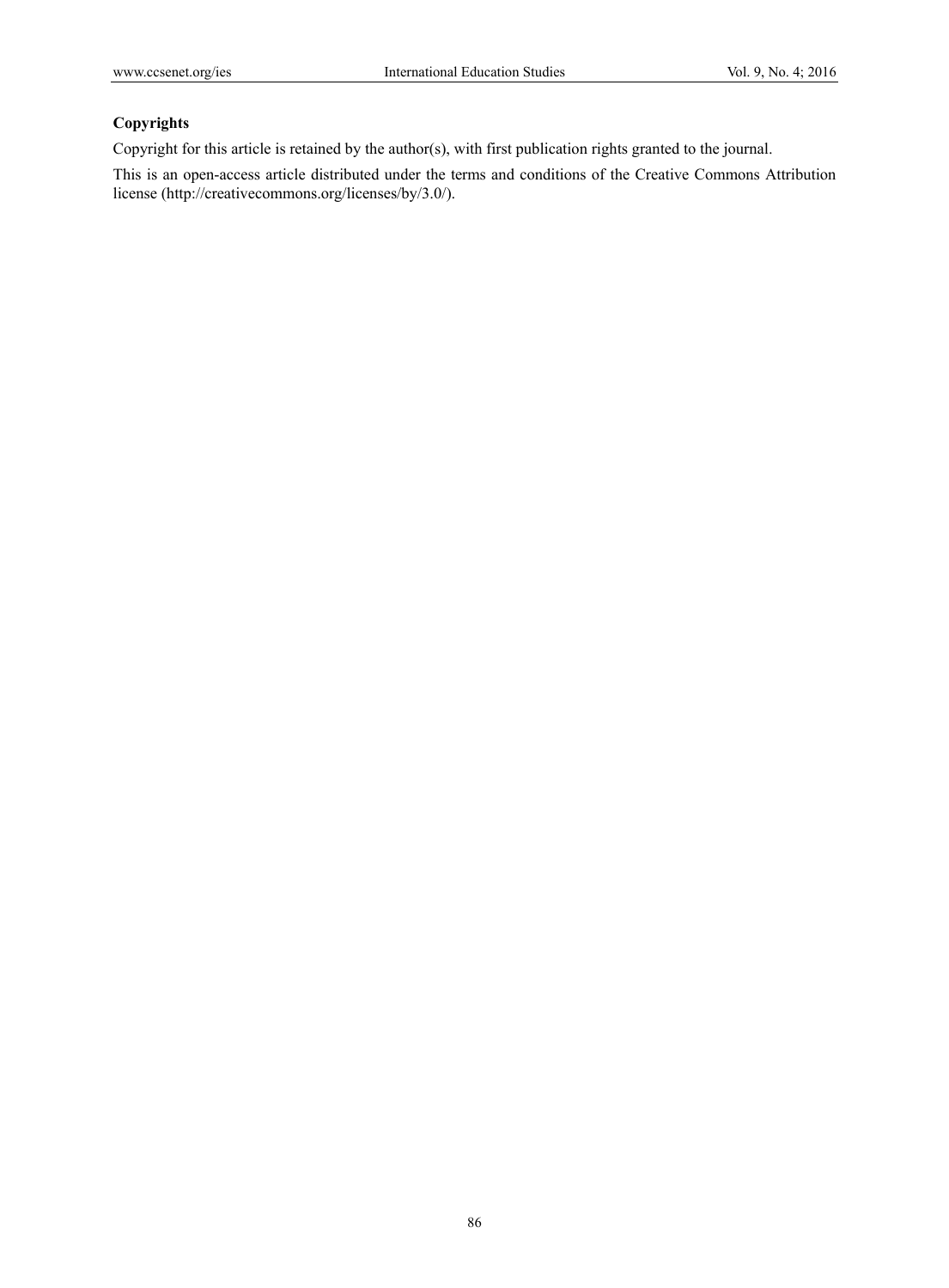## Copyrights

Copyright for this article is retained by the author(s), with first publication rights granted to the journal.

This is an open-access article distributed under the terms and conditions of the Creative Commons Attribution license (http://creativecommons.org/licenses/by/3.0/).